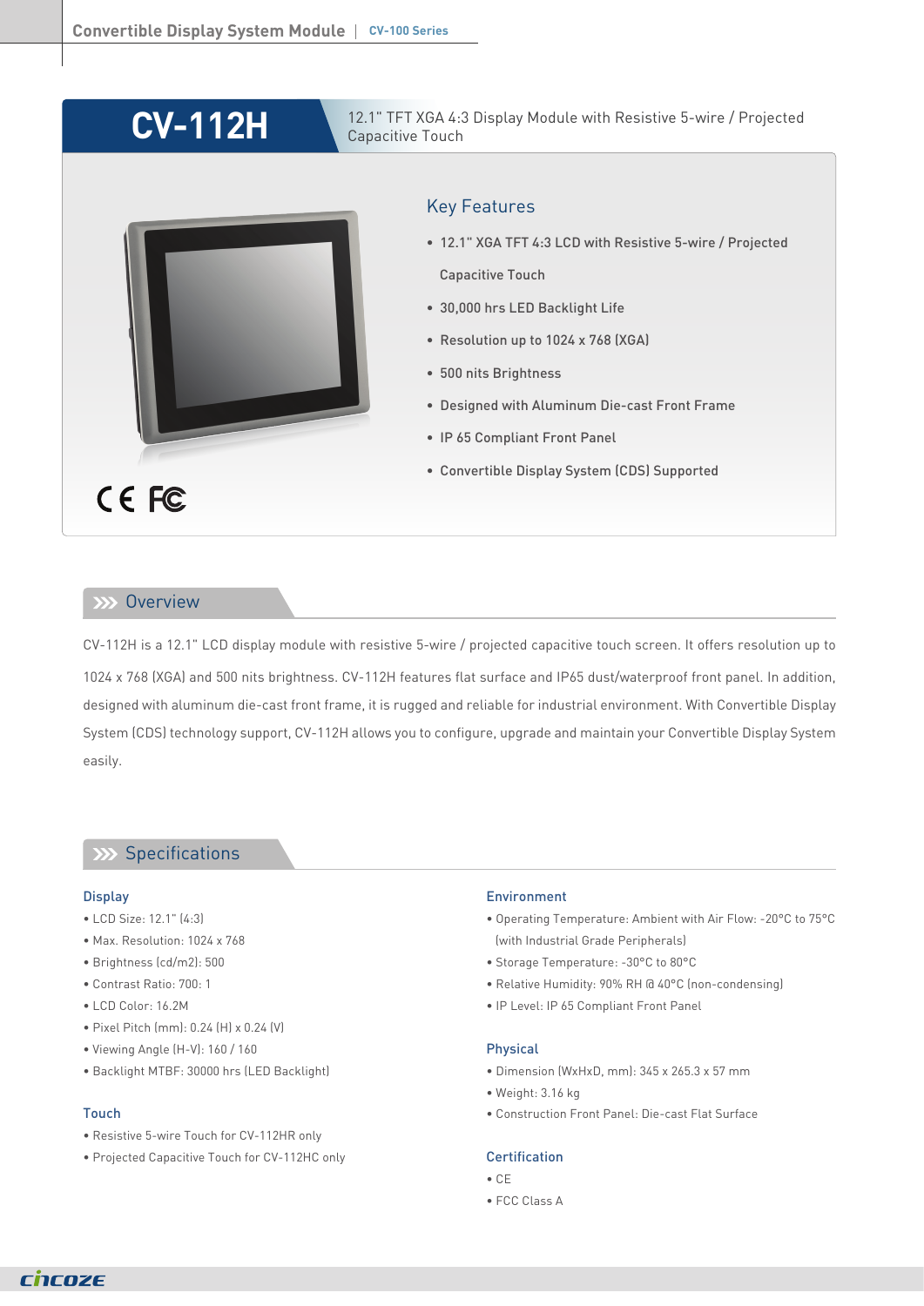# CV-112H

12.1" TFT XGA 4:3 Display Module with Resistive 5-wire / Projected Capacitive Touch

## Key Features

- 12.1" XGA TFT 4:3 LCD with Resistive 5-wire / Projected Capacitive Touch
- 30,000 hrs LED Backlight Life
- Resolution up to 1024 x 768 (XGA)
- 500 nits Brightness
- Designed with Aluminum Die-cast Front Frame
- IP 65 Compliant Front Panel
- Convertible Display System (CDS) Supported

## Overview

CV-112H is a 12.1" LCD display module with resistive 5-wire / projected capacitive touch screen. It offers resolution up to 1024 x 768 (XGA) and 500 nits brightness. CV-112H features flat surface and IP65 dust/waterproof front panel. In addition, designed with aluminum die-cast front frame, it is rugged and reliable for industrial environment. With Convertible Display System (CDS) technology support, CV-112H allows you to configure, upgrade and maintain your Convertible Display System easily.

## Specifications

### Display

- LCD Size: 12.1" (4:3)
- Max. Resolution: 1024 x 768
- Brightness (cd/m2): 500
- Contrast Ratio: 700: 1
- LCD Color: 16.2M
- Pixel Pitch (mm): 0.24 (H) x 0.24 (V)
- Viewing Angle (H-V): 160 / 160
- Backlight MTBF: 30000 hrs (LED Backlight)

### Touch

- Resistive 5-wire Touch for CV-112HR only
- Projected Capacitive Touch for CV-112HC only

### Environment

- Operating Temperature: Ambient with Air Flow: -20°C to 75°C (with Industrial Grade Peripherals)
- Storage Temperature: -30°C to 80°C
- Relative Humidity: 90% RH @ 40°C (non-condensing)
- IP Level: IP 65 Compliant Front Panel

### Physical

- Dimension (WxHxD, mm): 345 x 265.3 x 57 mm
- Weight: 3.16 kg
- Construction Front Panel: Die-cast Flat Surface

### Certification

- CE
- FCC Class A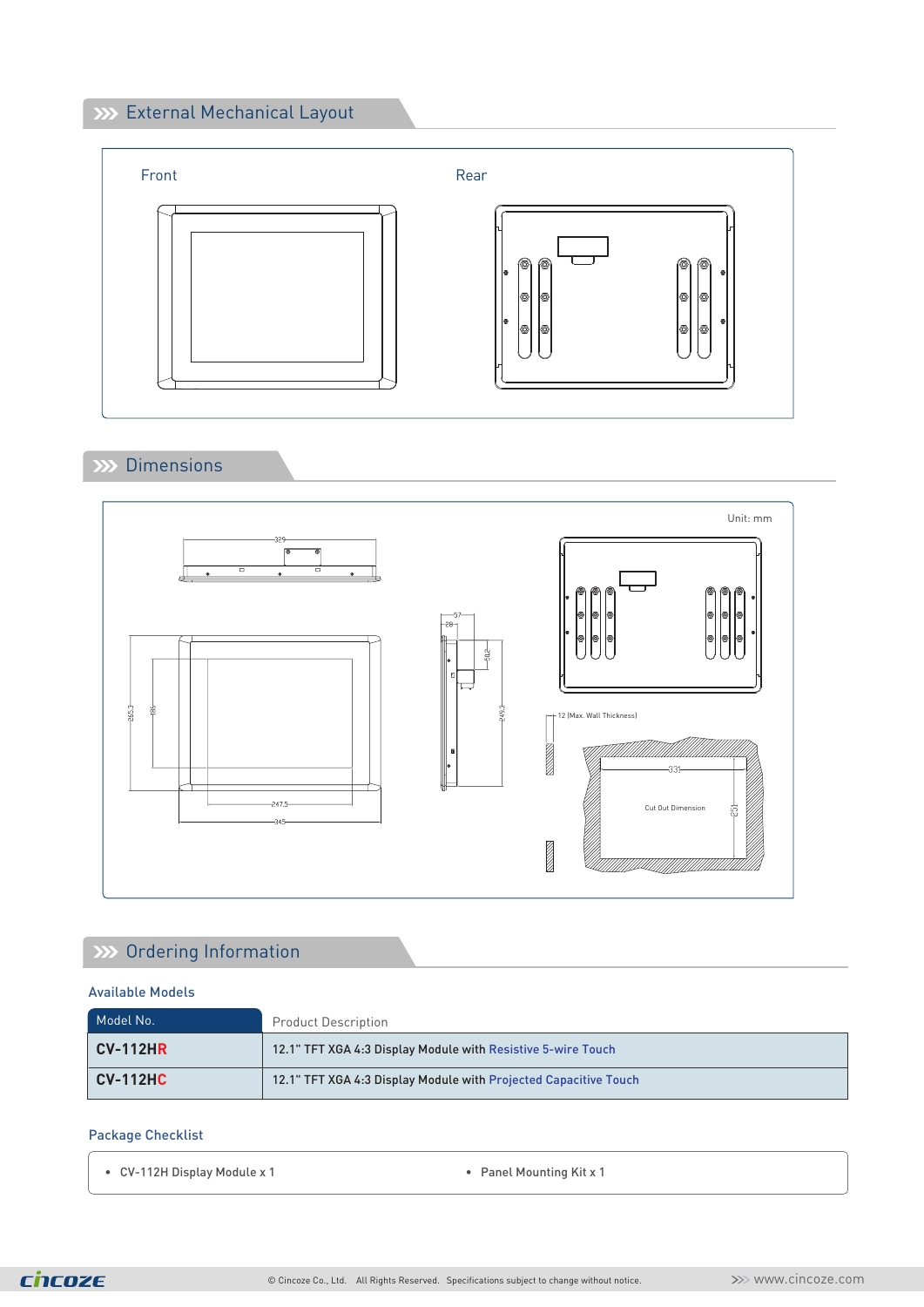## External Mechanical Layout

Front

Rear

## Dimensions

Unit: mm

329

57

28

60.2

265.3

186

249.3

247.5

345

12 (Max. Wall Thickness)

331

Cut Out Dimension

251

## Ordering Information

### Available Models

| Model No. | Product Description |
|---|---|
| **CV-112HR** | 12.1" TFT XGA 4:3 Display Module with Resistive 5-wire Touch |
| **CV-112HC** | 12.1" TFT XGA 4:3 Display Module with Projected Capacitive Touch |

### Package Checklist

- CV-112H Display Module x 1
- Panel Mounting Kit x 1